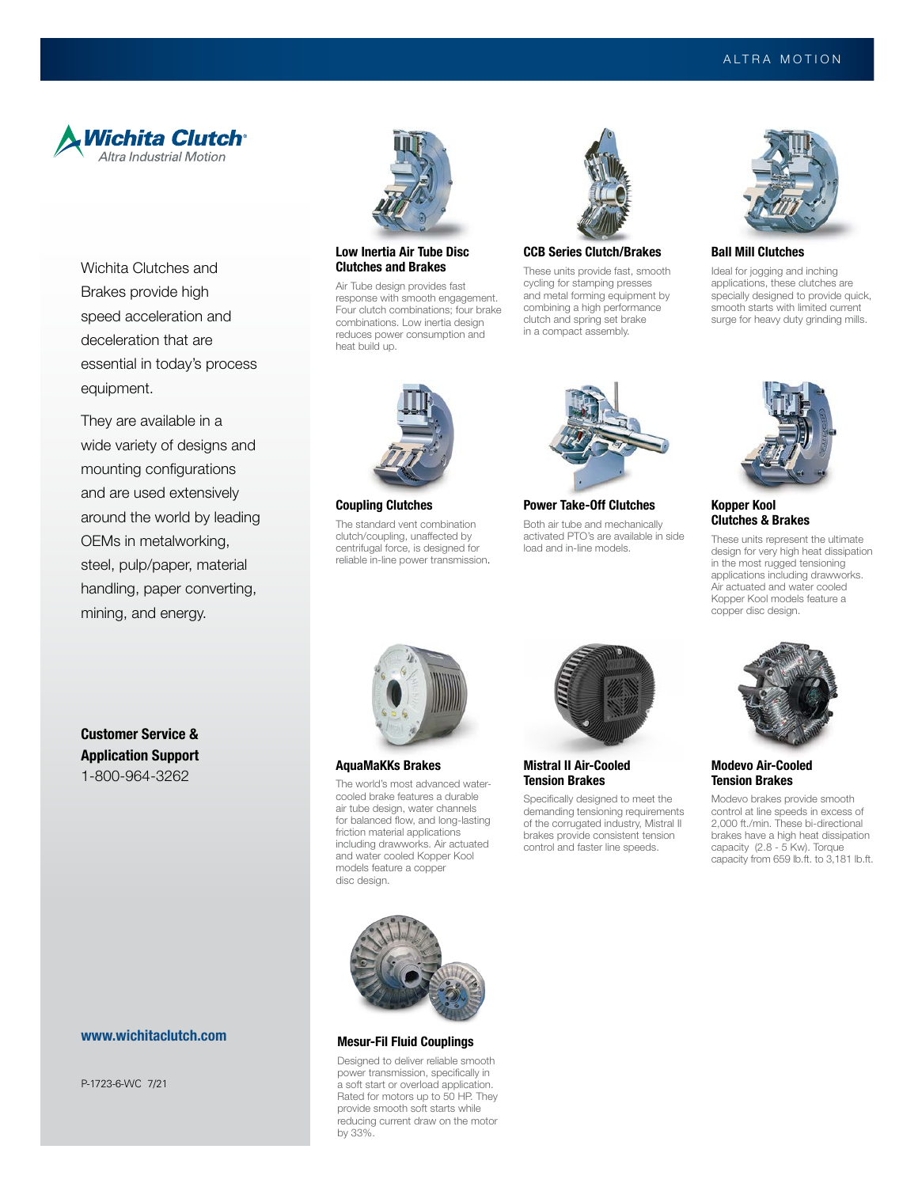Wichita Clutch
Altra Industrial Motion

Wichita Clutches and Brakes provide high speed acceleration and deceleration that are essential in today's process equipment.

They are available in a wide variety of designs and mounting configurations and are used extensively around the world by leading OEMs in metalworking, steel, pulp/paper, material handling, paper converting, mining, and energy.

**Customer Service & Application Support**
1-800-964-3262

**www.wichitaclutch.com**

P-1723-6-WC 7/21

### Low Inertia Air Tube Disc Clutches and Brakes

Air Tube design provides fast response with smooth engagement. Four clutch combinations; four brake combinations. Low inertia design reduces power consumption and heat build up.

### CCB Series Clutch/Brakes

These units provide fast, smooth cycling for stamping presses and metal forming equipment by combining a high performance clutch and spring set brake in a compact assembly.

### Ball Mill Clutches

Ideal for jogging and inching applications, these clutches are specially designed to provide quick, smooth starts with limited current surge for heavy duty grinding mills.

### Coupling Clutches

The standard vent combination clutch/coupling, unaffected by centrifugal force, is designed for reliable in-line power transmission.

### Power Take-Off Clutches

Both air tube and mechanically activated PTO's are available in side load and in-line models.

### Kopper Kool Clutches & Brakes

These units represent the ultimate design for very high heat dissipation in the most rugged tensioning applications including drawworks. Air actuated and water cooled Kopper Kool models feature a copper disc design.

### AquaMaKKs Brakes

The world's most advanced water-cooled brake features a durable air tube design, water channels for balanced flow, and long-lasting friction material applications including drawworks. Air actuated and water cooled Kopper Kool models feature a copper disc design.

### Mistral II Air-Cooled Tension Brakes

Specifically designed to meet the demanding tensioning requirements of the corrugated industry, Mistral II brakes provide consistent tension control and faster line speeds.

### Modevo Air-Cooled Tension Brakes

Modevo brakes provide smooth control at line speeds in excess of 2,000 ft./min. These bi-directional brakes have a high heat dissipation capacity (2.8 - 5 Kw). Torque capacity from 659 lb.ft. to 3,181 lb.ft.

### Mesur-Fil Fluid Couplings

Designed to deliver reliable smooth power transmission, specifically in a soft start or overload application. Rated for motors up to 50 HP. They provide smooth soft starts while reducing current draw on the motor by 33%.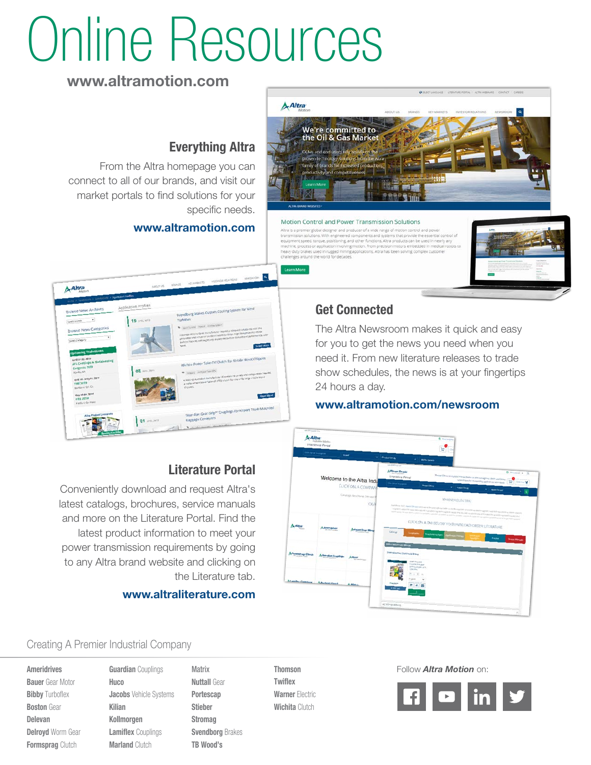# Online Resources

**www.altramotion.com**

## Everything Altra

From the Altra homepage you can connect to all of our brands, and visit our market portals to find solutions for your specific needs.

**www.altramotion.com**

## Get Connected

The Altra Newsroom makes it quick and easy for you to get the news you need when you need it. From new literature releases to trade show schedules, the news is at your fingertips 24 hours a day.

**www.altramotion.com/newsroom**

## Literature Portal

Conveniently download and request Altra's latest catalogs, brochures, service manuals and more on the Literature Portal. Find the latest product information to meet your power transmission requirements by going to any Altra brand website and clicking on the Literature tab.

**www.altraliterature.com**

Creating A Premier Industrial Company

**Ameridrives**
**Bauer** Gear Motor
**Bibby** Turboflex
**Boston** Gear
**Delevan**
**Delroyd** Worm Gear
**Formsprag** Clutch
**Guardian** Couplings
**Huco**
**Jacobs** Vehicle Systems
**Kilian**
**Kollmorgen**
**Lamiflex** Couplings
**Marland** Clutch
**Matrix**
**Nuttall** Gear
**Portescap**
**Stieber**
**Stromag**
**Svendborg** Brakes
**TB Wood's**
**Thomson**
**Twiflex**
**Warner** Electric
**Wichita** Clutch

Follow ***Altra Motion*** on: